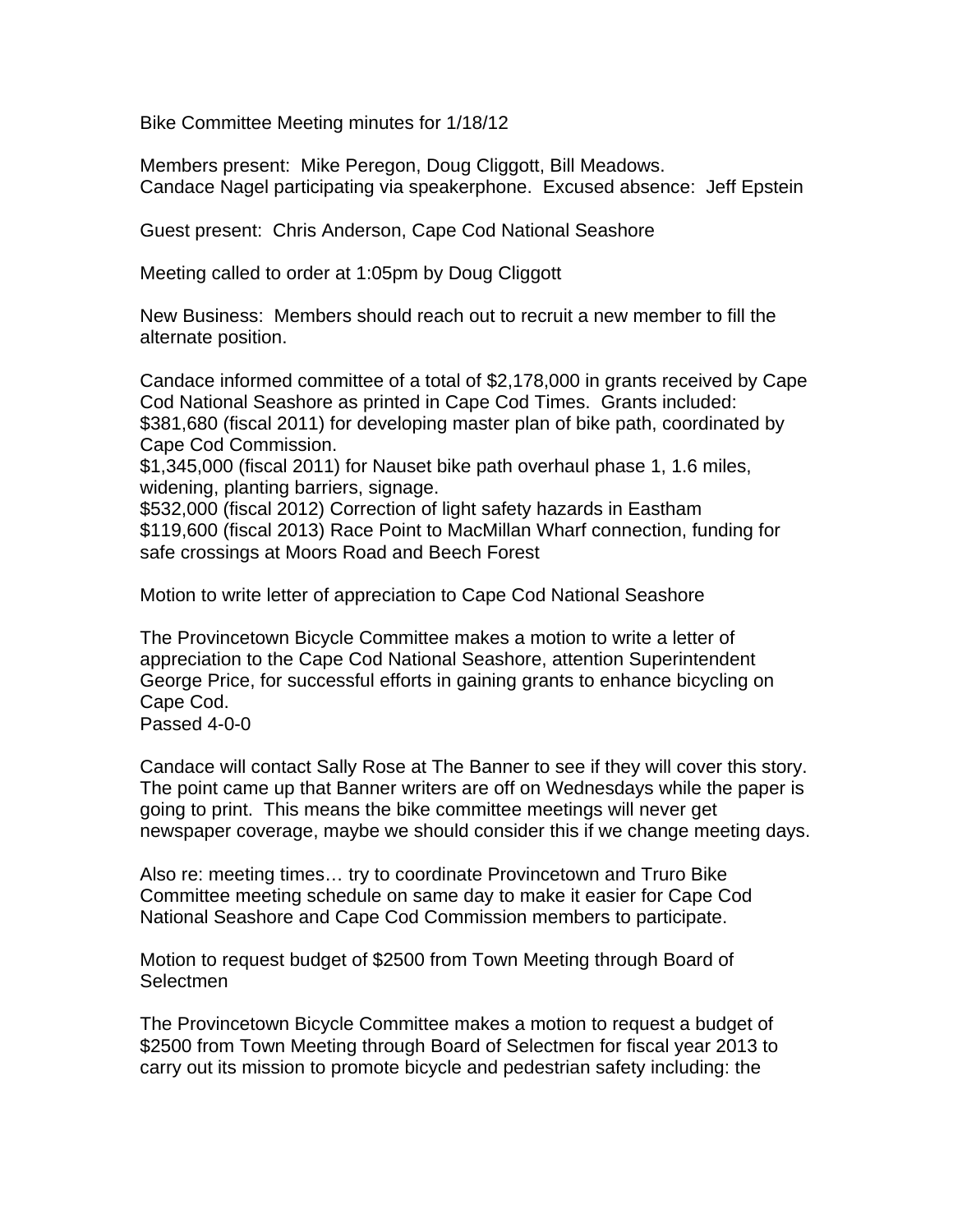Bike Committee Meeting minutes for 1/18/12

Members present: Mike Peregon, Doug Cliggott, Bill Meadows.
Candace Nagel participating via speakerphone. Excused absence: Jeff Epstein

Guest present: Chris Anderson, Cape Cod National Seashore

Meeting called to order at 1:05pm by Doug Cliggott

New Business: Members should reach out to recruit a new member to fill the alternate position.

Candace informed committee of a total of $2,178,000 in grants received by Cape Cod National Seashore as printed in Cape Cod Times. Grants included:
$381,680 (fiscal 2011) for developing master plan of bike path, coordinated by Cape Cod Commission.
$1,345,000 (fiscal 2011) for Nauset bike path overhaul phase 1, 1.6 miles, widening, planting barriers, signage.
$532,000 (fiscal 2012) Correction of light safety hazards in Eastham
$119,600 (fiscal 2013) Race Point to MacMillan Wharf connection, funding for safe crossings at Moors Road and Beech Forest

Motion to write letter of appreciation to Cape Cod National Seashore

The Provincetown Bicycle Committee makes a motion to write a letter of appreciation to the Cape Cod National Seashore, attention Superintendent George Price, for successful efforts in gaining grants to enhance bicycling on Cape Cod.
Passed 4-0-0

Candace will contact Sally Rose at The Banner to see if they will cover this story. The point came up that Banner writers are off on Wednesdays while the paper is going to print. This means the bike committee meetings will never get newspaper coverage, maybe we should consider this if we change meeting days.

Also re: meeting times… try to coordinate Provincetown and Truro Bike Committee meeting schedule on same day to make it easier for Cape Cod National Seashore and Cape Cod Commission members to participate.

Motion to request budget of $2500 from Town Meeting through Board of Selectmen

The Provincetown Bicycle Committee makes a motion to request a budget of $2500 from Town Meeting through Board of Selectmen for fiscal year 2013 to carry out its mission to promote bicycle and pedestrian safety including: the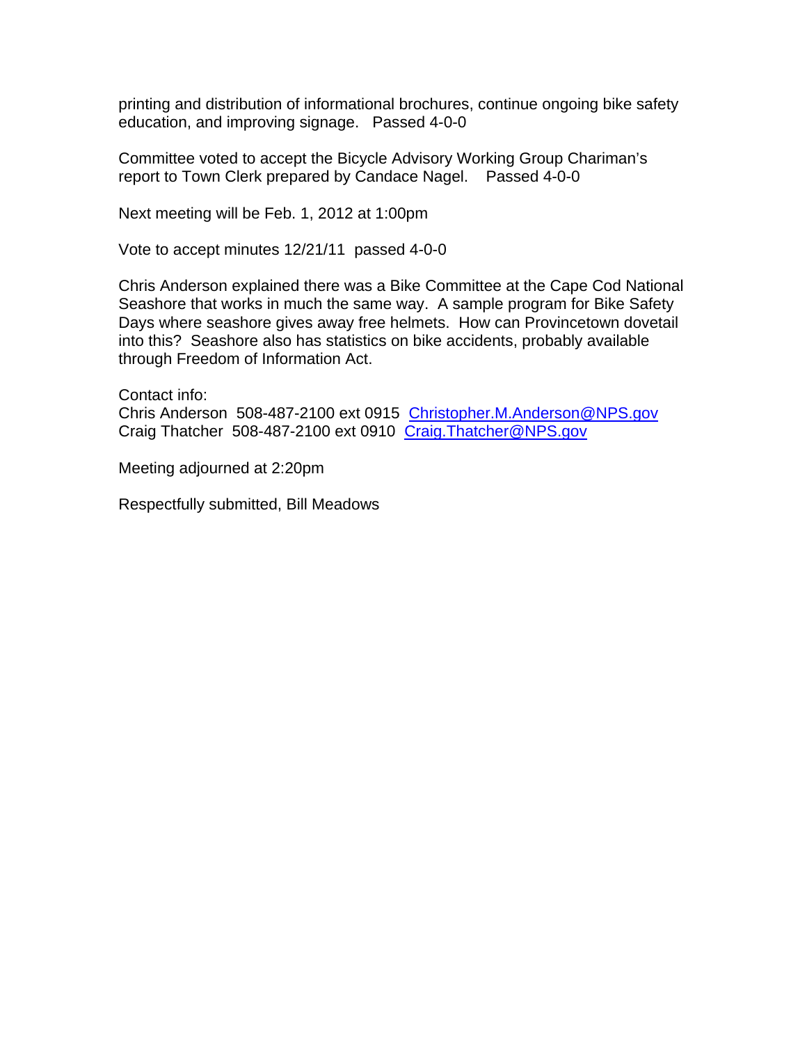printing and distribution of informational brochures, continue ongoing bike safety education, and improving signage.   Passed 4-0-0

Committee voted to accept the Bicycle Advisory Working Group Chariman's report to Town Clerk prepared by Candace Nagel.   Passed 4-0-0

Next meeting will be Feb. 1, 2012 at 1:00pm

Vote to accept minutes 12/21/11  passed 4-0-0

Chris Anderson explained there was a Bike Committee at the Cape Cod National Seashore that works in much the same way.  A sample program for Bike Safety Days where seashore gives away free helmets.  How can Provincetown dovetail into this?  Seashore also has statistics on bike accidents, probably available through Freedom of Information Act.

Contact info:
Chris Anderson  508-487-2100 ext 0915  Christopher.M.Anderson@NPS.gov
Craig Thatcher  508-487-2100 ext 0910  Craig.Thatcher@NPS.gov

Meeting adjourned at 2:20pm

Respectfully submitted, Bill Meadows